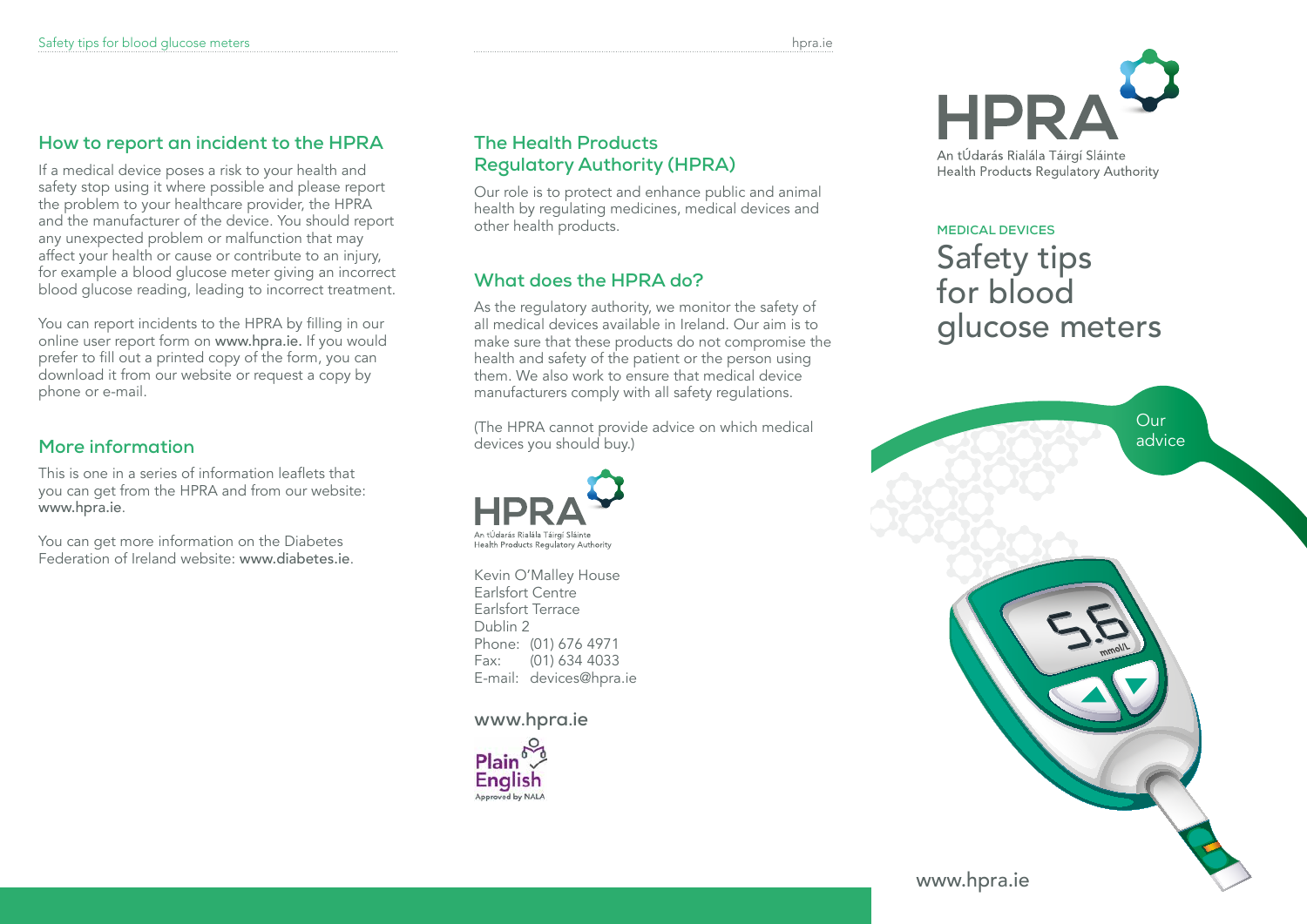## How to report an incident to the HPRA

If a medical device poses a risk to your health and safety stop using it where possible and please report the problem to your healthcare provider, the HPRA and the manufacturer of the device. You should report any unexpected problem or malfunction that may affect your health or cause or contribute to an injury, for example a blood glucose meter giving an incorrect blood glucose reading, leading to incorrect treatment.

You can report incidents to the HPRA by filling in our online user report form on www.hpra.ie. If you would prefer to fill out a printed copy of the form, you can download it from our website or request a copy by phone or e-mail.

## More information

This is one in a series of information leaflets that you can get from the HPRA and from our website: www.hpra.ie.

You can get more information on the Diabetes Federation of Ireland website: www.diabetes.ie.

## The Health Products Regulatory Authority (HPRA)

Our role is to protect and enhance public and animal health by regulating medicines, medical devices and other health products.

## What does the HPRA do?

As the regulatory authority, we monitor the safety of all medical devices available in Ireland. Our aim is to make sure that these products do not compromise the health and safety of the patient or the person using them. We also work to ensure that medical device manufacturers comply with all safety regulations.

(The HPRA cannot provide advice on which medical devices you should buy.)

HPRA
An tÚdarás Rialála Táirgí Sláinte
Health Products Regulatory Authority

Kevin O'Malley House
Earlsfort Centre
Earlsfort Terrace
Dublin 2
Phone: (01) 676 4971
Fax: (01) 634 4033
E-mail: devices@hpra.ie

**www.hpra.ie**

Plain English
Approved by NALA

HPRA
An tÚdarás Rialála Táirgí Sláinte
Health Products Regulatory Authority

MEDICAL DEVICES

# Safety tips for blood glucose meters

Our advice

www.hpra.ie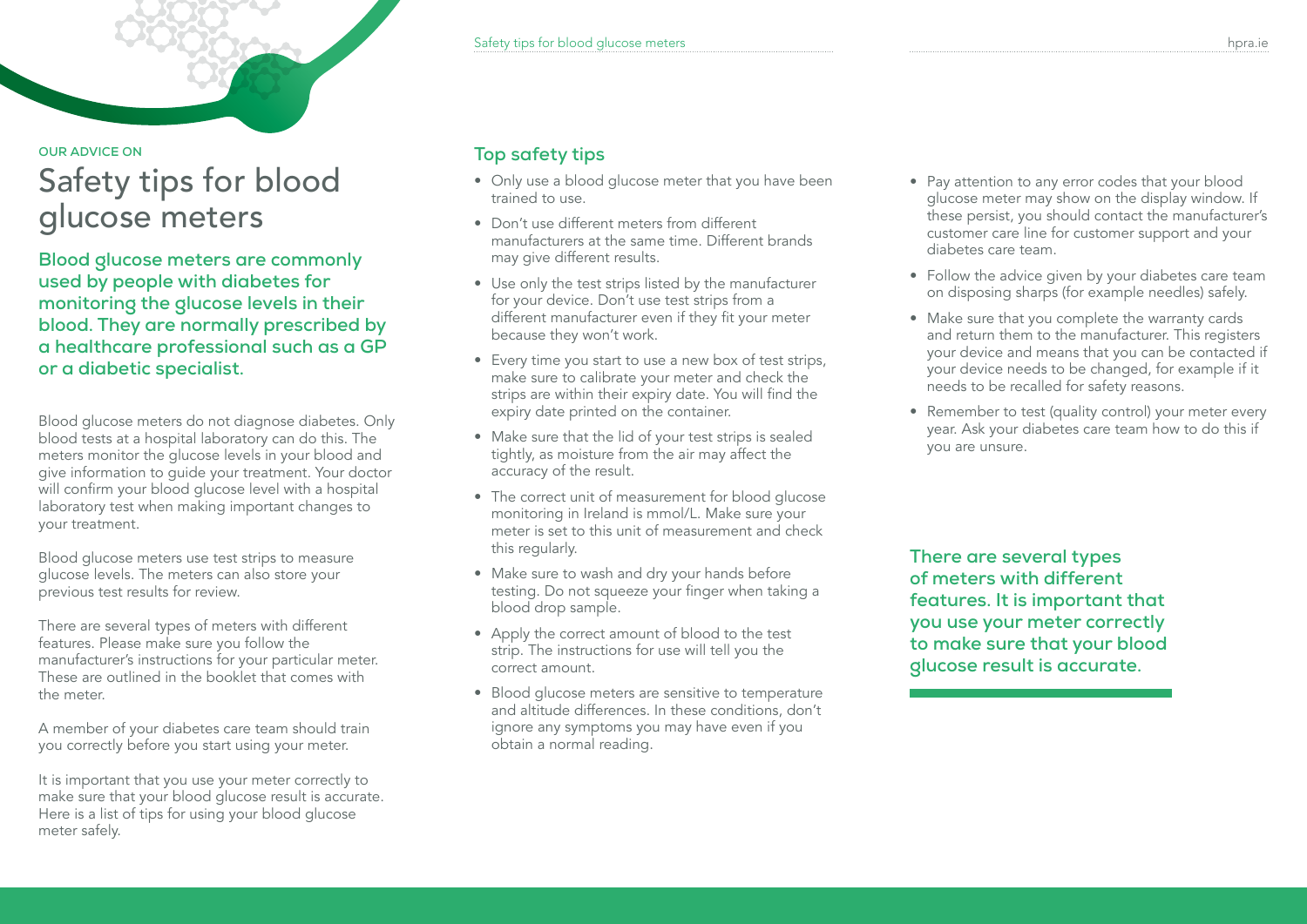OUR ADVICE ON

# Safety tips for blood glucose meters

**Blood glucose meters are commonly used by people with diabetes for monitoring the glucose levels in their blood. They are normally prescribed by a healthcare professional such as a GP or a diabetic specialist.**

Blood glucose meters do not diagnose diabetes. Only blood tests at a hospital laboratory can do this. The meters monitor the glucose levels in your blood and give information to guide your treatment. Your doctor will confirm your blood glucose level with a hospital laboratory test when making important changes to your treatment.

Blood glucose meters use test strips to measure glucose levels. The meters can also store your previous test results for review.

There are several types of meters with different features. Please make sure you follow the manufacturer's instructions for your particular meter. These are outlined in the booklet that comes with the meter.

A member of your diabetes care team should train you correctly before you start using your meter.

It is important that you use your meter correctly to make sure that your blood glucose result is accurate. Here is a list of tips for using your blood glucose meter safely.

## Top safety tips

- Only use a blood glucose meter that you have been trained to use.
- Don't use different meters from different manufacturers at the same time. Different brands may give different results.
- Use only the test strips listed by the manufacturer for your device. Don't use test strips from a different manufacturer even if they fit your meter because they won't work.
- Every time you start to use a new box of test strips, make sure to calibrate your meter and check the strips are within their expiry date. You will find the expiry date printed on the container.
- Make sure that the lid of your test strips is sealed tightly, as moisture from the air may affect the accuracy of the result.
- The correct unit of measurement for blood glucose monitoring in Ireland is mmol/L. Make sure your meter is set to this unit of measurement and check this regularly.
- Make sure to wash and dry your hands before testing. Do not squeeze your finger when taking a blood drop sample.
- Apply the correct amount of blood to the test strip. The instructions for use will tell you the correct amount.
- Blood glucose meters are sensitive to temperature and altitude differences. In these conditions, don't ignore any symptoms you may have even if you obtain a normal reading.
- Pay attention to any error codes that your blood glucose meter may show on the display window. If these persist, you should contact the manufacturer's customer care line for customer support and your diabetes care team.
- Follow the advice given by your diabetes care team on disposing sharps (for example needles) safely.
- Make sure that you complete the warranty cards and return them to the manufacturer. This registers your device and means that you can be contacted if your device needs to be changed, for example if it needs to be recalled for safety reasons.
- Remember to test (quality control) your meter every year. Ask your diabetes care team how to do this if you are unsure.

**There are several types of meters with different features. It is important that you use your meter correctly to make sure that your blood glucose result is accurate.**